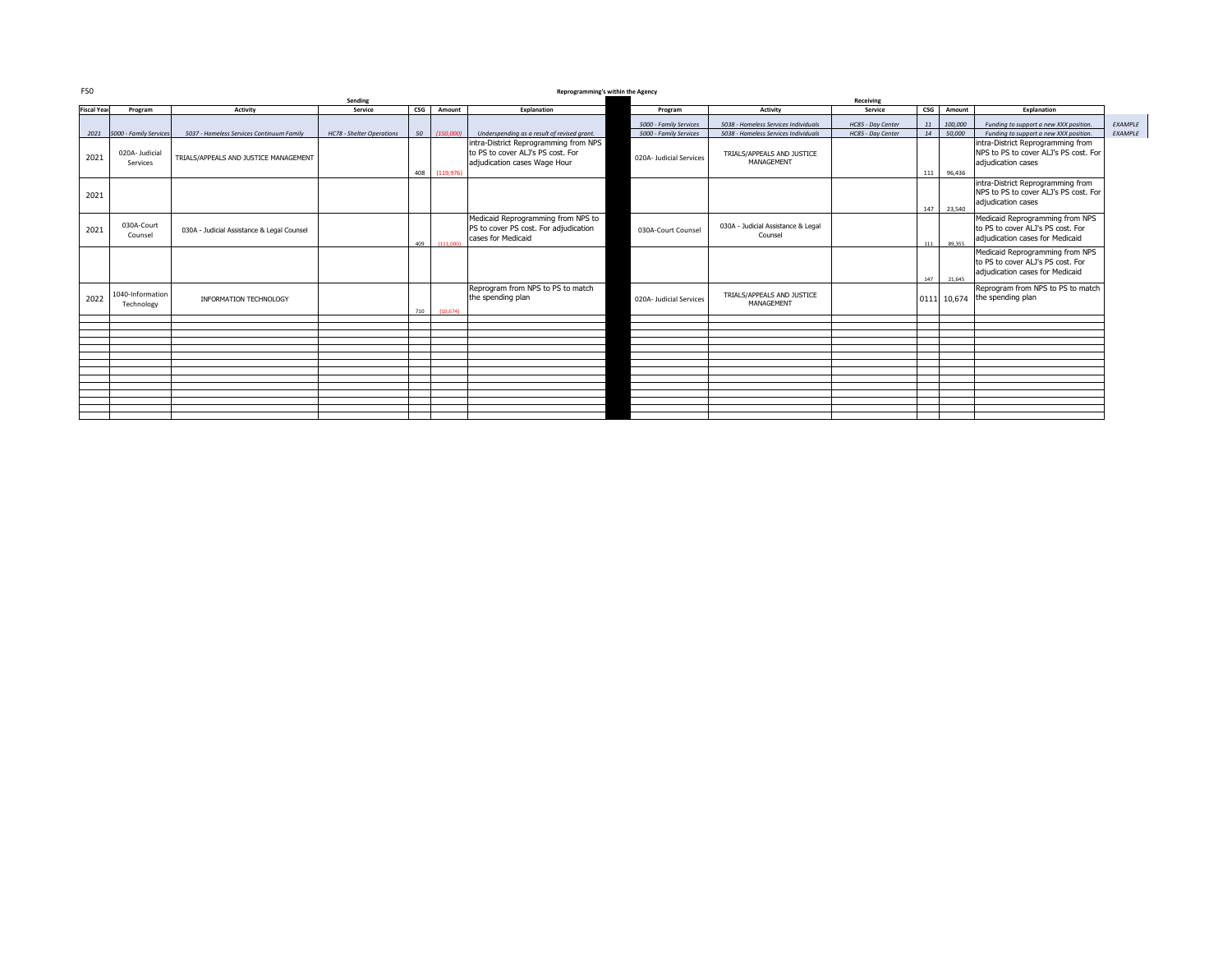FS0

**Reprogramming's within the Agency**

| | Sending | | | | | | | Receiving | | | | | | |
|---|---|---|---|---|---|---|---|---|---|---|---|---|---|---|
| **Fiscal Year** | **Program** | **Activity** | **Service** | **CSG** | **Amount** | **Explanation** | **Program** | **Activity** | **Service** | **CSG** | **Amount** | **Explanation** | |
| | | | | | | | *5000 - Family Services* | *5038 - Homeless Services Individuals* | *HC85 - Day Center* | *11* | *100,000* | *Funding to support a new XXX position.* | *EXAMPLE* |
| *2021* | *5000 - Family Services* | *5037 - Homeless Services Continuum Family* | *HC78 - Shelter Operations* | *50* | *(150,000)* | *Underspending as a result of revised grant.* | *5000 - Family Services* | *5038 - Homeless Services Individuals* | *HC85 - Day Center* | *14* | *50,000* | *Funding to support a new XXX position.* | *EXAMPLE* |
| 2021 | 020A- Judicial Services | TRIALS/APPEALS AND JUSTICE MANAGEMENT | | 408 | (119,976) | intra-District Reprogramming from NPS to PS to cover ALJ's PS cost. For adjudication cases Wage Hour | 020A- Judicial Services | TRIALS/APPEALS AND JUSTICE MANAGEMENT | | 111 | 96,436 | intra-District Reprogramming from NPS to PS to cover ALJ's PS cost. For adjudication cases | |
| 2021 | | | | | | | | | | 147 | 23,540 | intra-District Reprogramming from NPS to PS to cover ALJ's PS cost. For adjudication cases | |
| 2021 | 030A-Court Counsel | 030A - Judicial Assistance & Legal Counsel | | 409 | (111,000) | Medicaid Reprogramming from NPS to PS to cover PS cost. For adjudication cases for Medicaid | 030A-Court Counsel | 030A - Judicial Assistance & Legal Counsel | | 111 | 89,355 | Medicaid Reprogramming from NPS to PS to cover ALJ's PS cost. For adjudication cases for Medicaid | |
| | | | | | | | | | | 147 | 21,645 | Medicaid Reprogramming from NPS to PS to cover ALJ's PS cost. For adjudication cases for Medicaid | |
| 2022 | 1040-Information Technology | INFORMATION TECHNOLOGY | | 710 | (10,674) | Reprogram from NPS to PS to match the spending plan | 020A- Judicial Services | TRIALS/APPEALS AND JUSTICE MANAGEMENT | | 0111 | 10,674 | Reprogram from NPS to PS to match the spending plan | |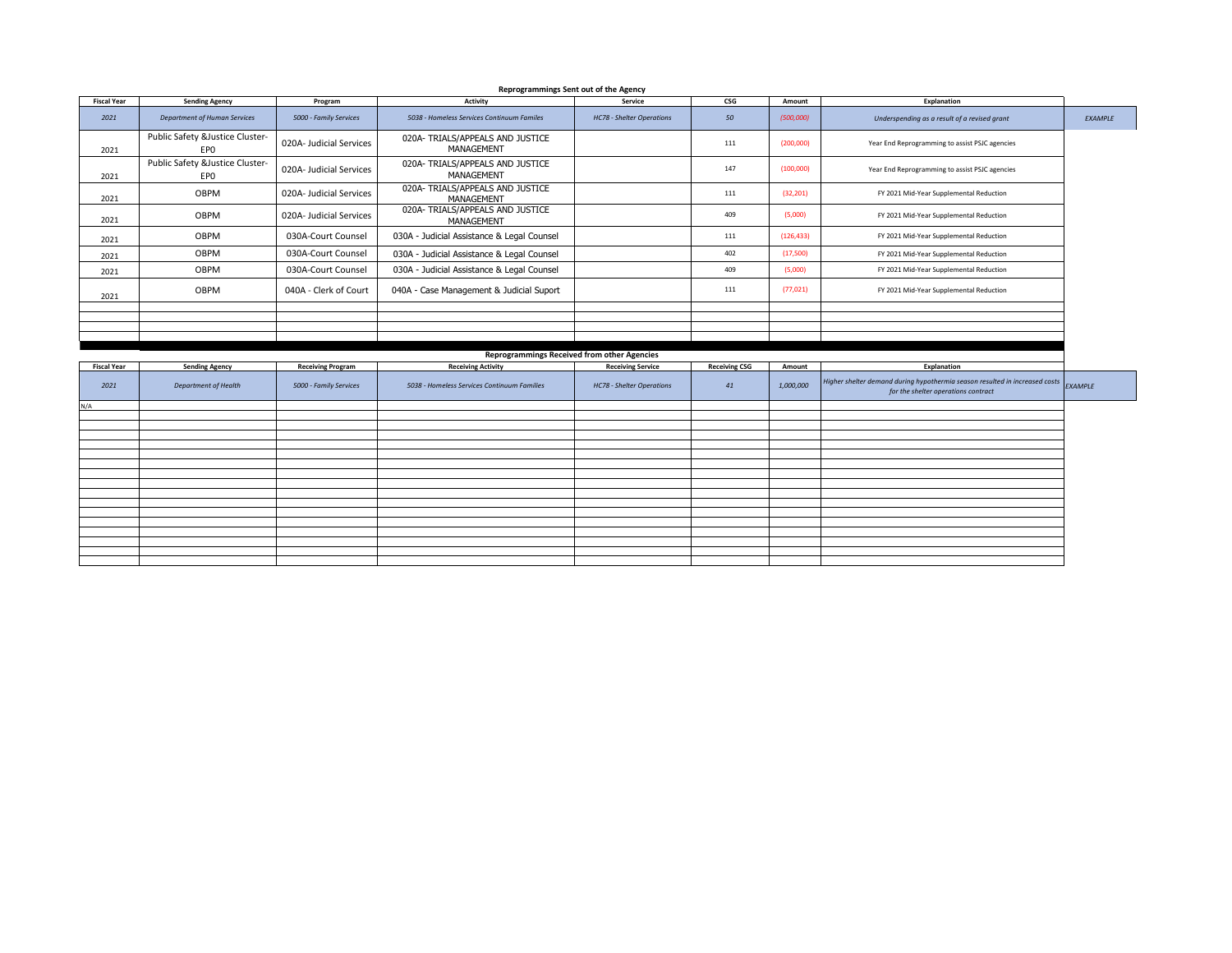## Reprogrammings Sent out of the Agency

| Fiscal Year | Sending Agency | Program | Activity | Service | CSG | Amount | Explanation | |
|---|---|---|---|---|---|---|---|---|
| *2021* | *Department of Human Services* | *5000 - Family Services* | *5038 - Homeless Services Continuum Familes* | *HC78 - Shelter Operations* | *50* | *(500,000)* | *Underspending as a result of a revised grant* | *EXAMPLE* |
| 2021 | Public Safety &Justice Cluster-EP0 | 020A- Judicial Services | 020A- TRIALS/APPEALS AND JUSTICE MANAGEMENT | | 111 | (200,000) | Year End Reprogramming to assist PSJC agencies | |
| 2021 | Public Safety &Justice Cluster-EP0 | 020A- Judicial Services | 020A- TRIALS/APPEALS AND JUSTICE MANAGEMENT | | 147 | (100,000) | Year End Reprogramming to assist PSJC agencies | |
| 2021 | OBPM | 020A- Judicial Services | 020A- TRIALS/APPEALS AND JUSTICE MANAGEMENT | | 111 | (32,201) | FY 2021 Mid-Year Supplemental Reduction | |
| 2021 | OBPM | 020A- Judicial Services | 020A- TRIALS/APPEALS AND JUSTICE MANAGEMENT | | 409 | (5,000) | FY 2021 Mid-Year Supplemental Reduction | |
| 2021 | OBPM | 030A-Court Counsel | 030A - Judicial Assistance & Legal Counsel | | 111 | (126,433) | FY 2021 Mid-Year Supplemental Reduction | |
| 2021 | OBPM | 030A-Court Counsel | 030A - Judicial Assistance & Legal Counsel | | 402 | (17,500) | FY 2021 Mid-Year Supplemental Reduction | |
| 2021 | OBPM | 030A-Court Counsel | 030A - Judicial Assistance & Legal Counsel | | 409 | (5,000) | FY 2021 Mid-Year Supplemental Reduction | |
| 2021 | OBPM | 040A - Clerk of Court | 040A - Case Management & Judicial Suport | | 111 | (77,021) | FY 2021 Mid-Year Supplemental Reduction | |

## Reprogrammings Received from other Agencies

| Fiscal Year | Sending Agency | Receiving Program | Receiving Activity | Receiving Service | Receiving CSG | Amount | Explanation | |
|---|---|---|---|---|---|---|---|---|
| *2021* | *Department of Health* | *5000 - Family Services* | *5038 - Homeless Services Continuum Families* | *HC78 - Shelter Operations* | *41* | *1,000,000* | *Higher shelter demand during hypothermia season resulted in increased costs for the shelter operations contract* | *EXAMPLE* |
| N/A | | | | | | | | |